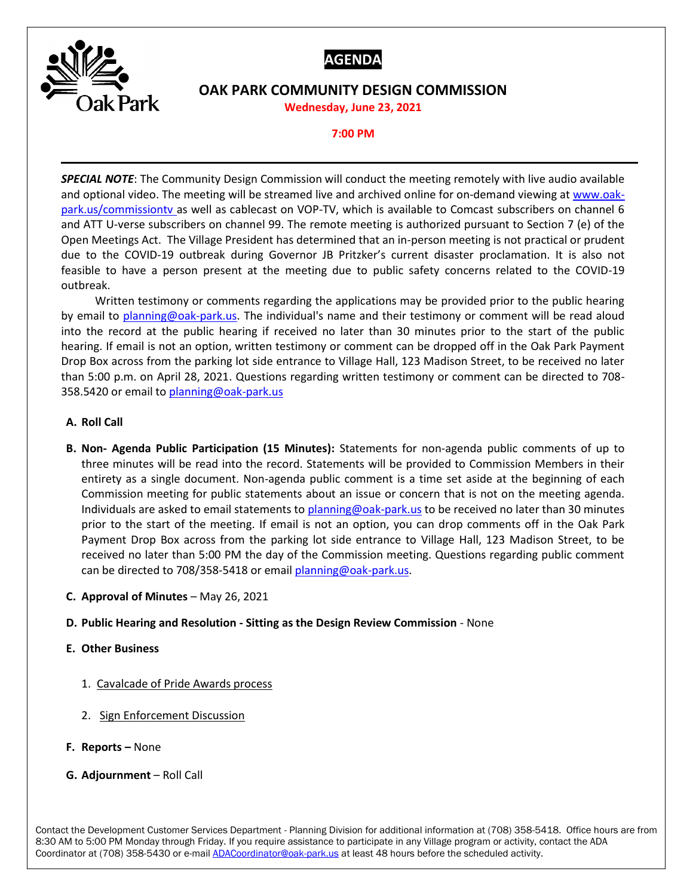# AGENDA

## OAK PARK COMMUNITY DESIGN COMMISSION

**Wednesday, June 23, 2021**

**7:00 PM**

---

***SPECIAL NOTE***: The Community Design Commission will conduct the meeting remotely with live audio available and optional video. The meeting will be streamed live and archived online for on-demand viewing at www.oak-park.us/commissiontv as well as cablecast on VOP-TV, which is available to Comcast subscribers on channel 6 and ATT U-verse subscribers on channel 99. The remote meeting is authorized pursuant to Section 7 (e) of the Open Meetings Act. The Village President has determined that an in-person meeting is not practical or prudent due to the COVID-19 outbreak during Governor JB Pritzker's current disaster proclamation. It is also not feasible to have a person present at the meeting due to public safety concerns related to the COVID-19 outbreak.

Written testimony or comments regarding the applications may be provided prior to the public hearing by email to planning@oak-park.us. The individual's name and their testimony or comment will be read aloud into the record at the public hearing if received no later than 30 minutes prior to the start of the public hearing. If email is not an option, written testimony or comment can be dropped off in the Oak Park Payment Drop Box across from the parking lot side entrance to Village Hall, 123 Madison Street, to be received no later than 5:00 p.m. on April 28, 2021. Questions regarding written testimony or comment can be directed to 708-358.5420 or email to planning@oak-park.us

**A. Roll Call**

**B. Non- Agenda Public Participation (15 Minutes):** Statements for non-agenda public comments of up to three minutes will be read into the record. Statements will be provided to Commission Members in their entirety as a single document. Non-agenda public comment is a time set aside at the beginning of each Commission meeting for public statements about an issue or concern that is not on the meeting agenda. Individuals are asked to email statements to planning@oak-park.us to be received no later than 30 minutes prior to the start of the meeting. If email is not an option, you can drop comments off in the Oak Park Payment Drop Box across from the parking lot side entrance to Village Hall, 123 Madison Street, to be received no later than 5:00 PM the day of the Commission meeting. Questions regarding public comment can be directed to 708/358-5418 or email planning@oak-park.us.

**C. Approval of Minutes** – May 26, 2021

**D. Public Hearing and Resolution - Sitting as the Design Review Commission** - None

**E. Other Business**

1. Cavalcade of Pride Awards process
2. Sign Enforcement Discussion

**F. Reports –** None

**G. Adjournment** – Roll Call

Contact the Development Customer Services Department - Planning Division for additional information at (708) 358-5418. Office hours are from 8:30 AM to 5:00 PM Monday through Friday. If you require assistance to participate in any Village program or activity, contact the ADA Coordinator at (708) 358-5430 or e-mail ADACoordinator@oak-park.us at least 48 hours before the scheduled activity.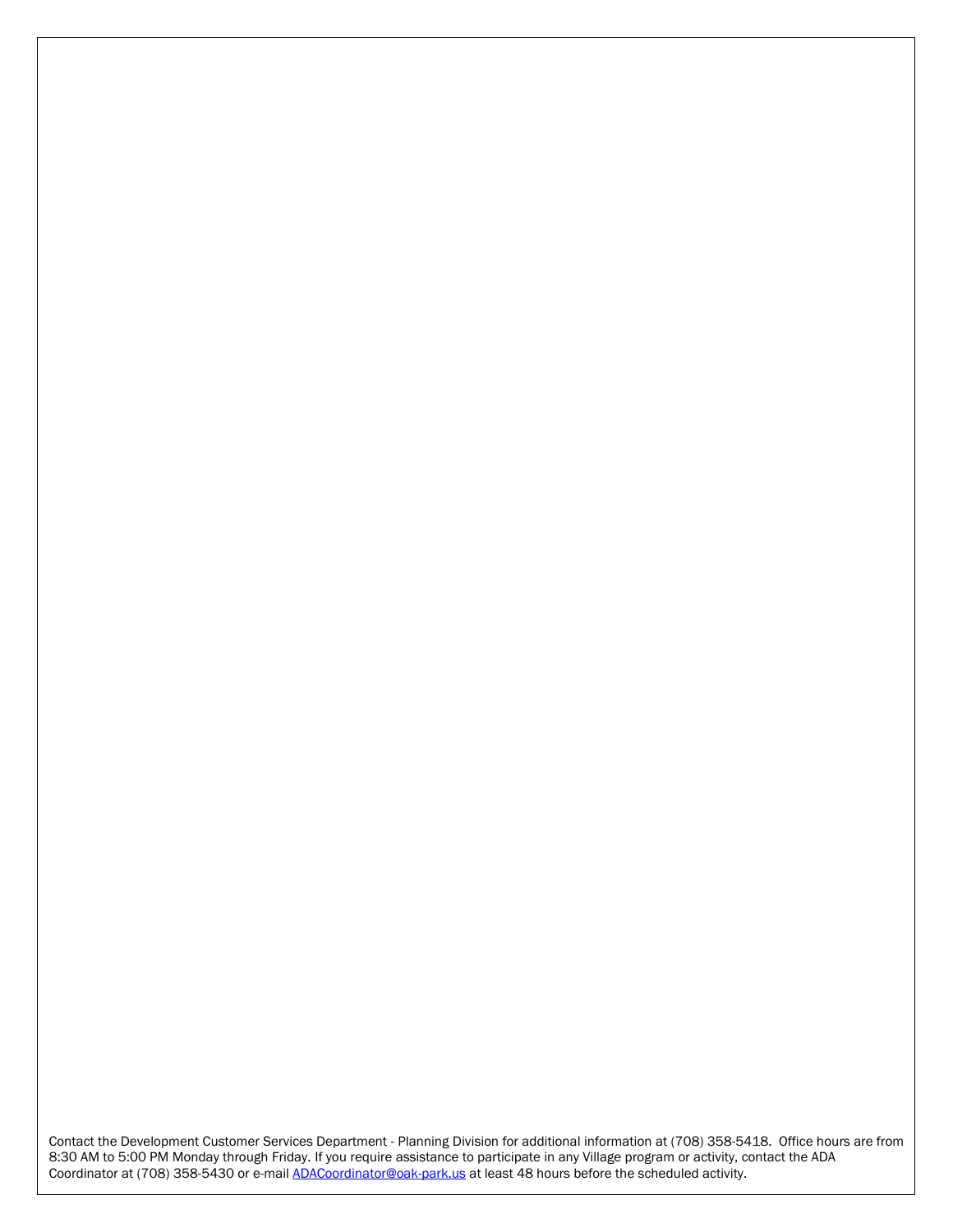Contact the Development Customer Services Department - Planning Division for additional information at (708) 358-5418. Office hours are from 8:30 AM to 5:00 PM Monday through Friday. If you require assistance to participate in any Village program or activity, contact the ADA Coordinator at (708) 358-5430 or e-mail ADACoordinator@oak-park.us at least 48 hours before the scheduled activity.